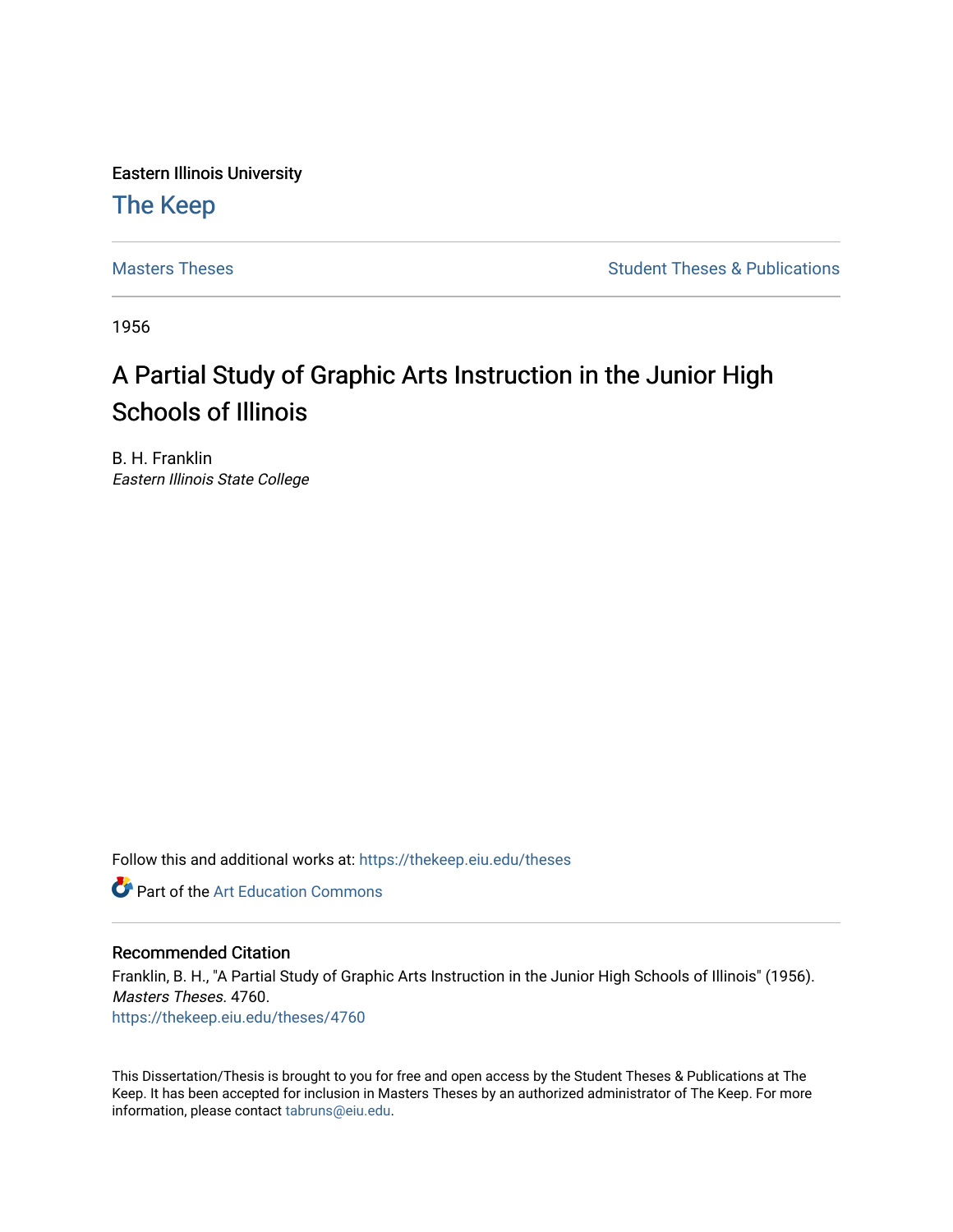Eastern Illinois University

# The Keep

Masters Theses

Student Theses & Publications

1956

## A Partial Study of Graphic Arts Instruction in the Junior High Schools of Illinois

B. H. Franklin
*Eastern Illinois State College*

Follow this and additional works at: https://thekeep.eiu.edu/theses

Part of the Art Education Commons

### Recommended Citation

Franklin, B. H., "A Partial Study of Graphic Arts Instruction in the Junior High Schools of Illinois" (1956). *Masters Theses*. 4760.
https://thekeep.eiu.edu/theses/4760

This Dissertation/Thesis is brought to you for free and open access by the Student Theses & Publications at The Keep. It has been accepted for inclusion in Masters Theses by an authorized administrator of The Keep. For more information, please contact tabruns@eiu.edu.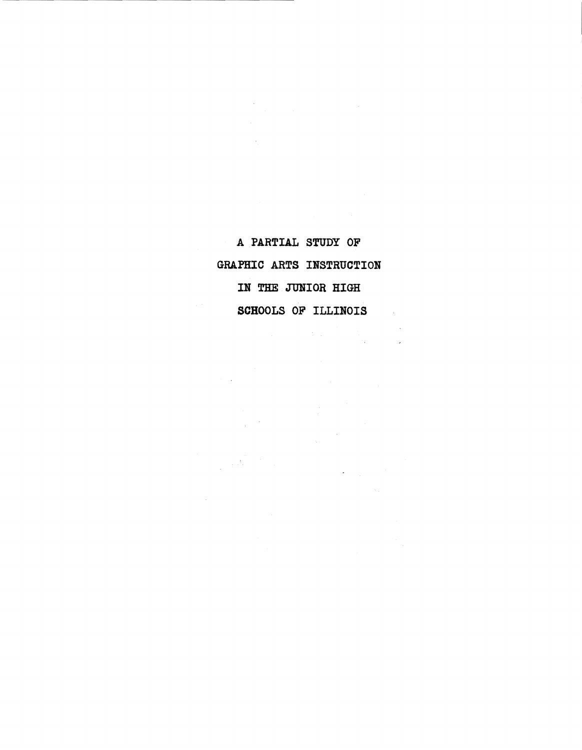# A PARTIAL STUDY OF GRAPHIC ARTS INSTRUCTION IN THE JUNIOR HIGH SCHOOLS OF ILLINOIS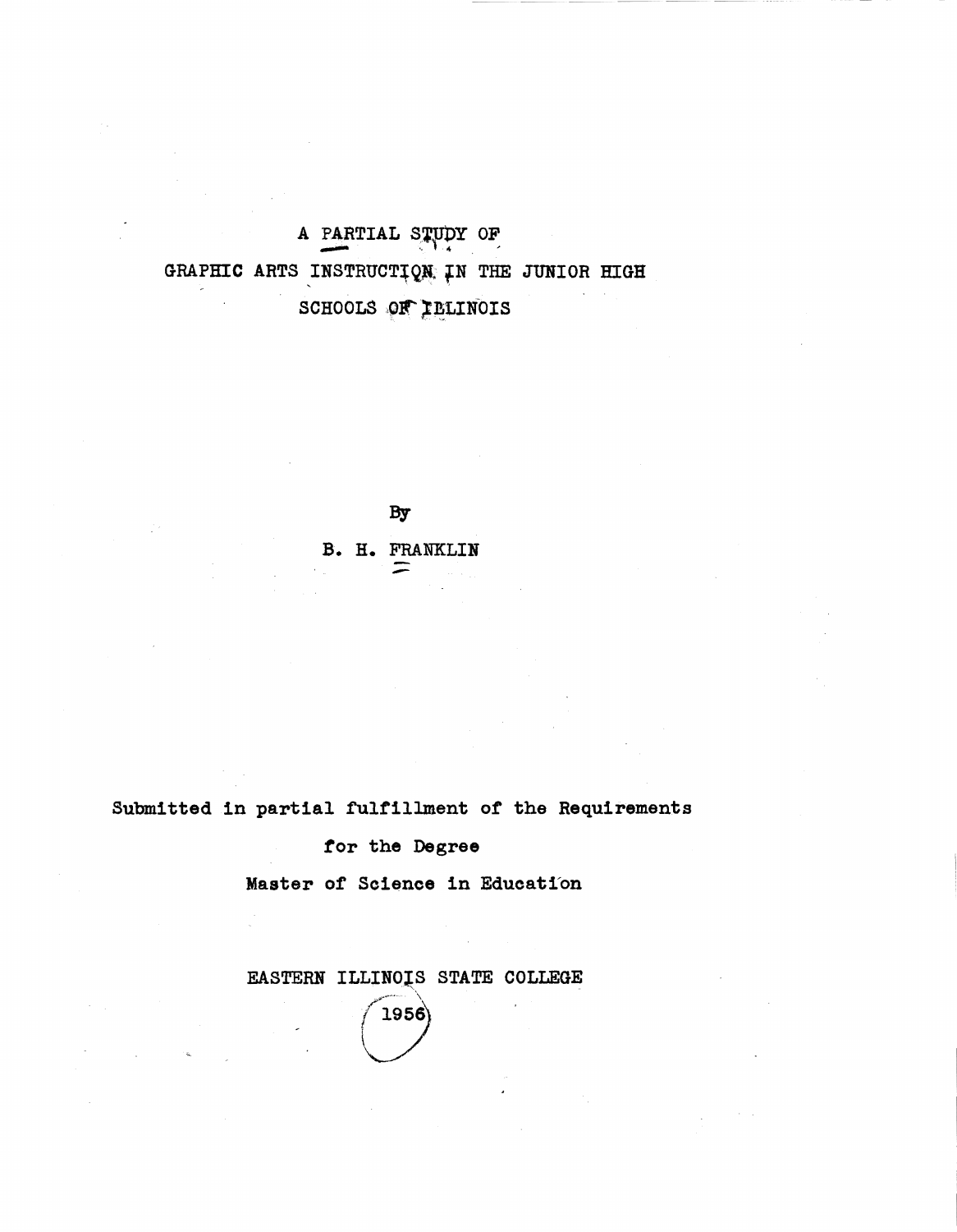# A PARTIAL STUDY OF GRAPHIC ARTS INSTRUCTION IN THE JUNIOR HIGH SCHOOLS OF ILLINOIS

By

B. H. FRANKLIN

Submitted in partial fulfillment of the Requirements

for the Degree

Master of Science in Education

EASTERN ILLINOIS STATE COLLEGE

1956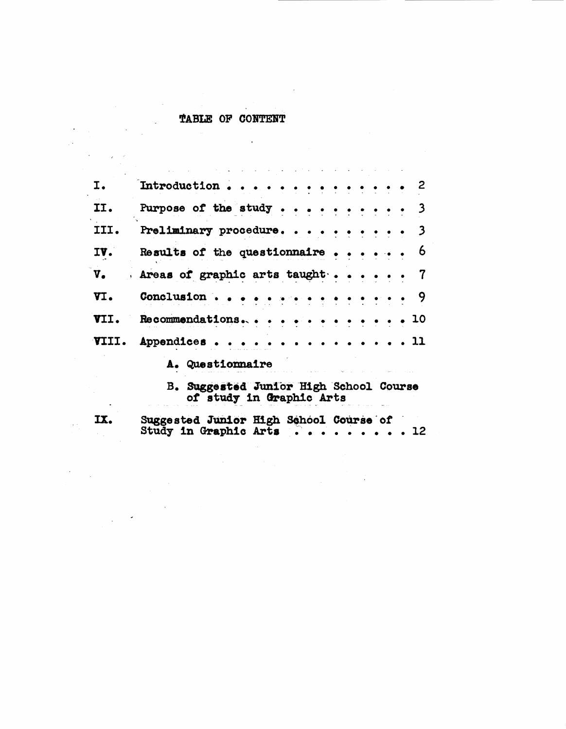# TABLE OF CONTENT

| | | |
|---|---|---|
| I. | Introduction | 2 |
| II. | Purpose of the study | 3 |
| III. | Preliminary procedure | 3 |
| IV. | Results of the questionnaire | 6 |
| V. | Areas of graphic arts taught | 7 |
| VI. | Conclusion | 9 |
| VII. | Recommendations | 10 |
| VIII. | Appendices | 11 |
| | A. Questionnaire | |
| | B. Suggested Junior High School Course of study in Graphic Arts | |
| IX. | Suggested Junior High School Course of Study in Graphic Arts | 12 |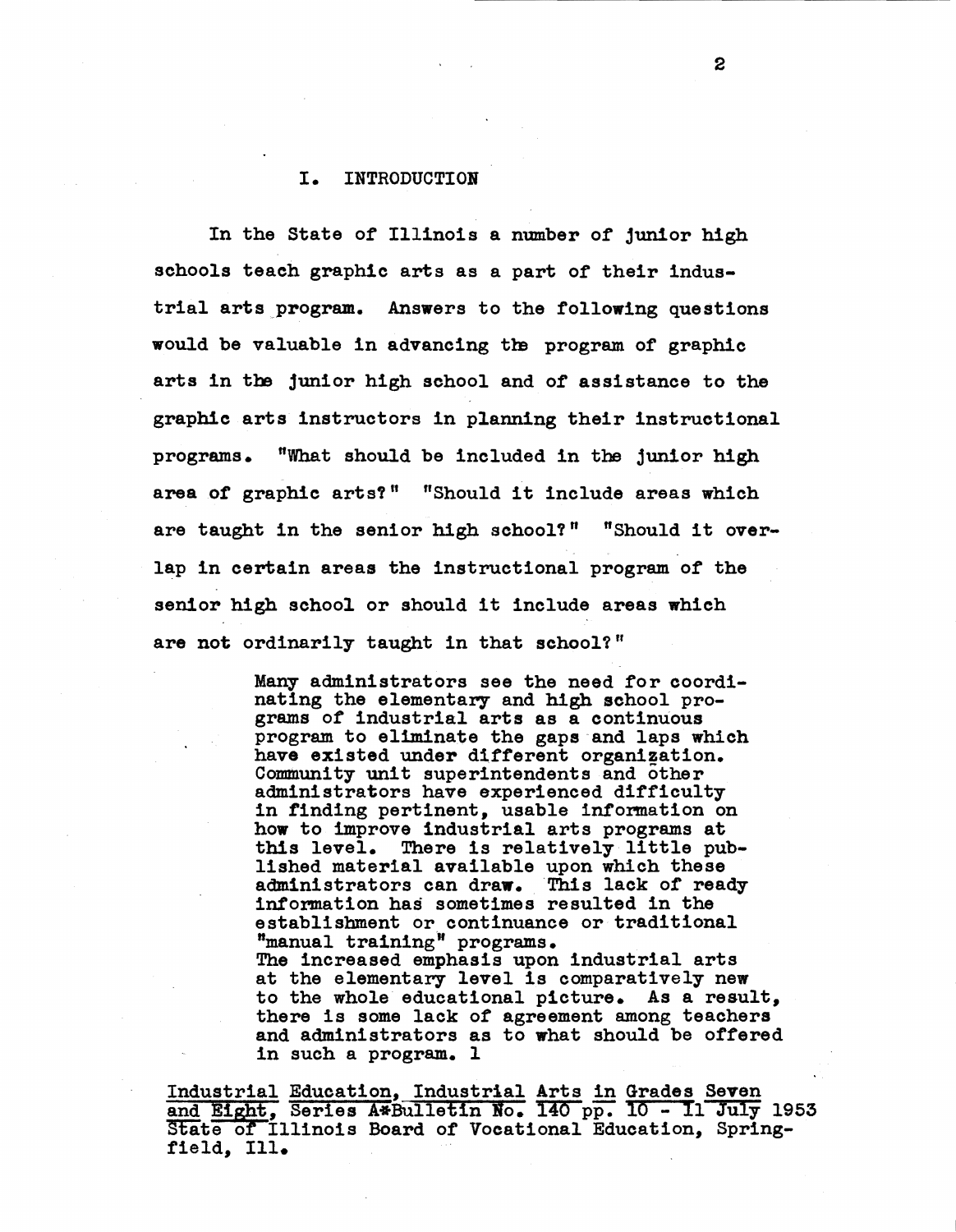## I. INTRODUCTION

In the State of Illinois a number of junior high schools teach graphic arts as a part of their industrial arts program. Answers to the following questions would be valuable in advancing the program of graphic arts in the junior high school and of assistance to the graphic arts instructors in planning their instructional programs. "What should be included in the junior high area of graphic arts?" "Should it include areas which are taught in the senior high school?" "Should it overlap in certain areas the instructional program of the senior high school or should it include areas which are not ordinarily taught in that school?"

> Many administrators see the need for coordinating the elementary and high school programs of industrial arts as a continuous program to eliminate the gaps and laps which have existed under different organization. Community unit superintendents and other administrators have experienced difficulty in finding pertinent, usable information on how to improve industrial arts programs at this level. There is relatively little published material available upon which these administrators can draw. This lack of ready information has sometimes resulted in the establishment or continuance or traditional "manual training" programs.
> The increased emphasis upon industrial arts at the elementary level is comparatively new to the whole educational picture. As a result, there is some lack of agreement among teachers and administrators as to what should be offered in such a program. 1

<u>Industrial Education, Industrial Arts in Grades Seven and Eight</u>, Series A*Bulletin No. 140 pp. 10 - 11 July 1953 State of Illinois Board of Vocational Education, Springfield, Ill.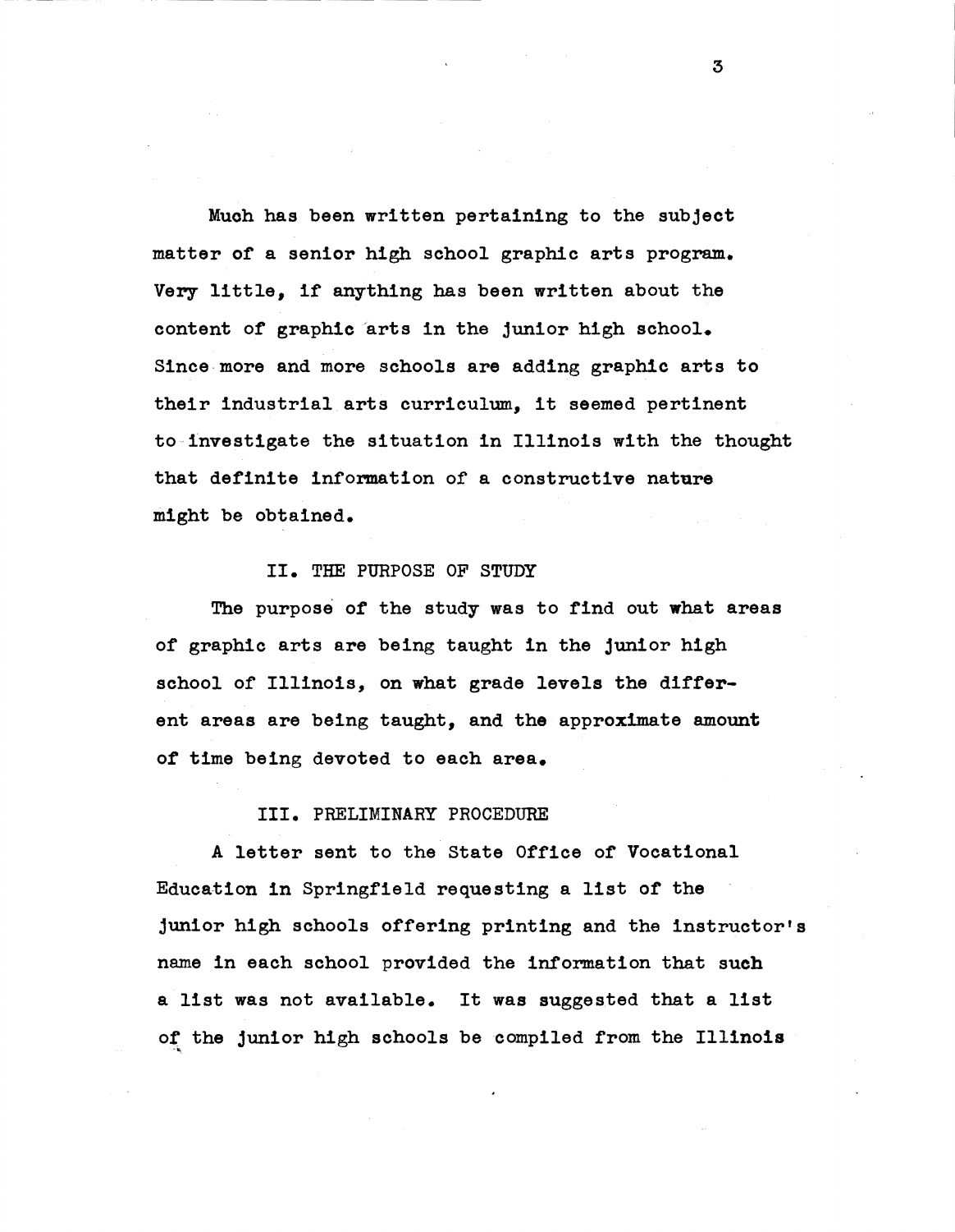Much has been written pertaining to the subject matter of a senior high school graphic arts program. Very little, if anything has been written about the content of graphic arts in the junior high school. Since more and more schools are adding graphic arts to their industrial arts curriculum, it seemed pertinent to investigate the situation in Illinois with the thought that definite information of a constructive nature might be obtained.

## II. THE PURPOSE OF STUDY

The purpose of the study was to find out what areas of graphic arts are being taught in the junior high school of Illinois, on what grade levels the different areas are being taught, and the approximate amount of time being devoted to each area.

## III. PRELIMINARY PROCEDURE

A letter sent to the State Office of Vocational Education in Springfield requesting a list of the junior high schools offering printing and the instructor's name in each school provided the information that such a list was not available. It was suggested that a list of the junior high schools be compiled from the Illinois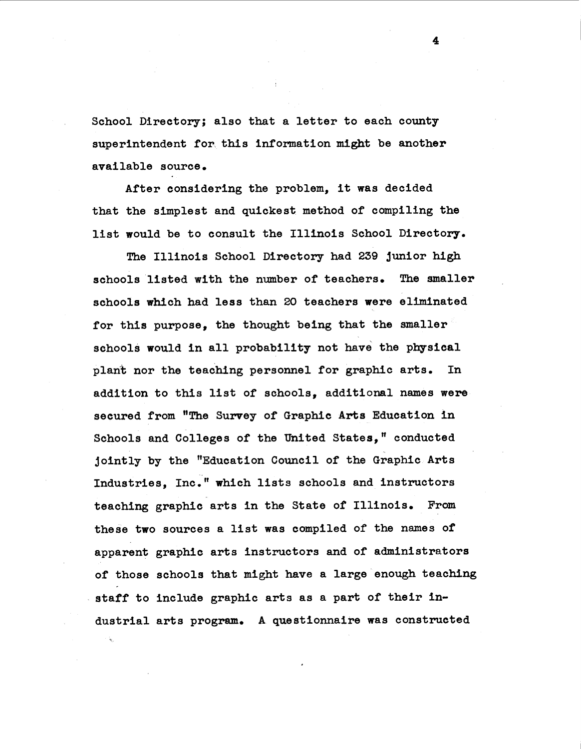School Directory; also that a letter to each county superintendent for this information might be another available source.

After considering the problem, it was decided that the simplest and quickest method of compiling the list would be to consult the Illinois School Directory.

The Illinois School Directory had 239 junior high schools listed with the number of teachers. The smaller schools which had less than 20 teachers were eliminated for this purpose, the thought being that the smaller schools would in all probability not have the physical plant nor the teaching personnel for graphic arts. In addition to this list of schools, additional names were secured from "The Survey of Graphic Arts Education in Schools and Colleges of the United States," conducted jointly by the "Education Council of the Graphic Arts Industries, Inc." which lists schools and instructors teaching graphic arts in the State of Illinois. From these two sources a list was compiled of the names of apparent graphic arts instructors and of administrators of those schools that might have a large enough teaching staff to include graphic arts as a part of their industrial arts program. A questionnaire was constructed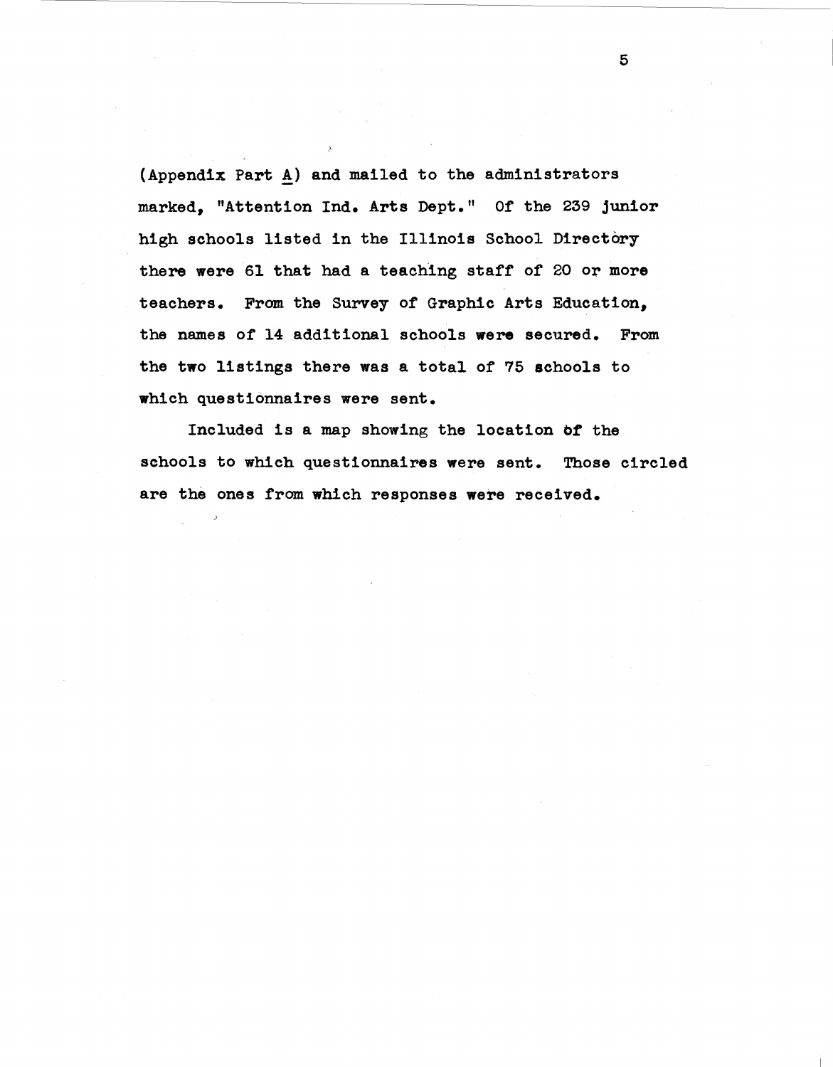(Appendix Part A) and mailed to the administrators marked, "Attention Ind. Arts Dept." Of the 239 junior high schools listed in the Illinois School Directory there were 61 that had a teaching staff of 20 or more teachers. From the Survey of Graphic Arts Education, the names of 14 additional schools were secured. From the two listings there was a total of 75 schools to which questionnaires were sent.

Included is a map showing the location of the schools to which questionnaires were sent. Those circled are the ones from which responses were received.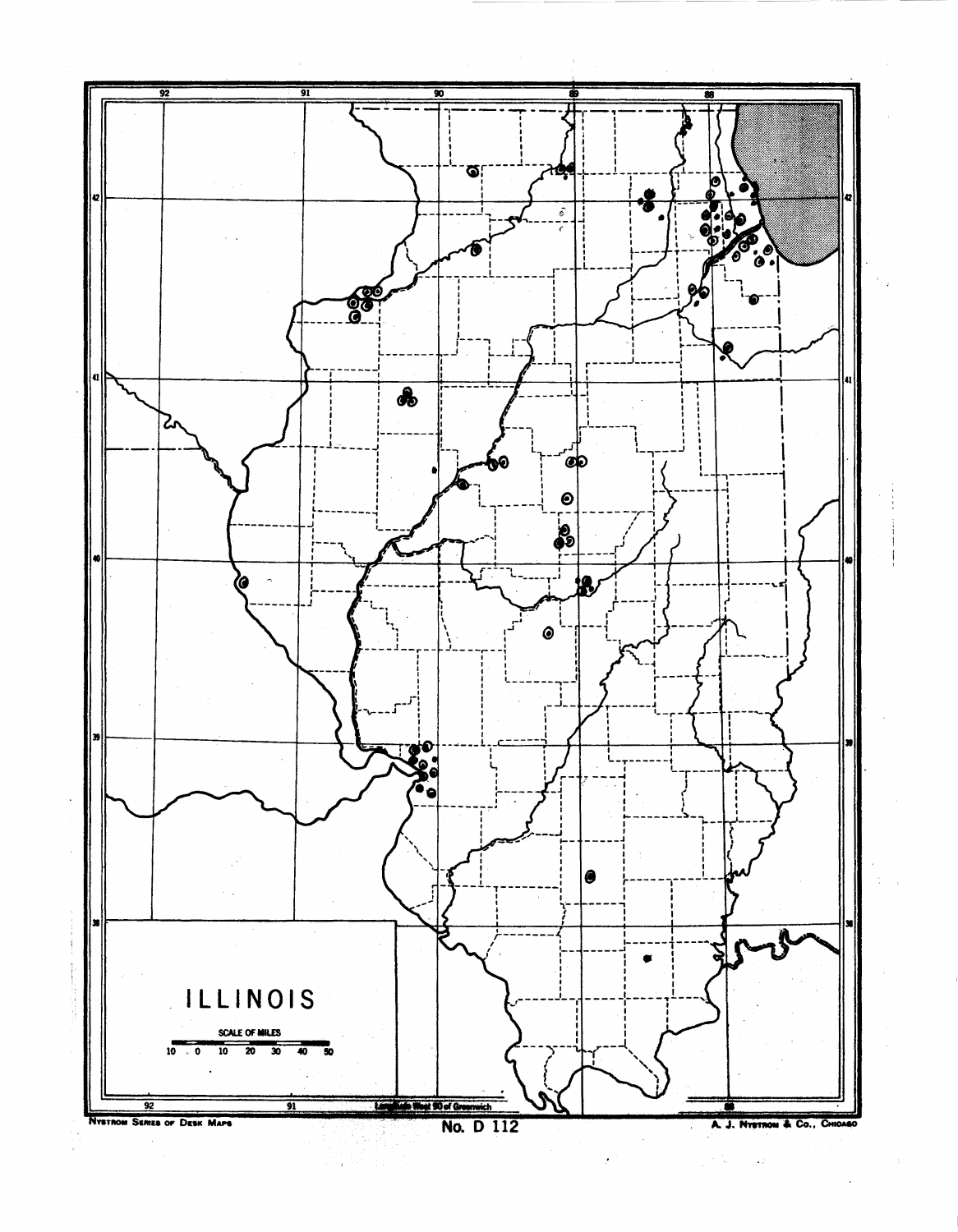# ILLINOIS

SCALE OF MILES

10 0 10 20 30 40 50

Longitude West 90 of Greenwich

Nystrom Series of Desk Maps

No. D 112

A. J. Nystrom & Co., Chicago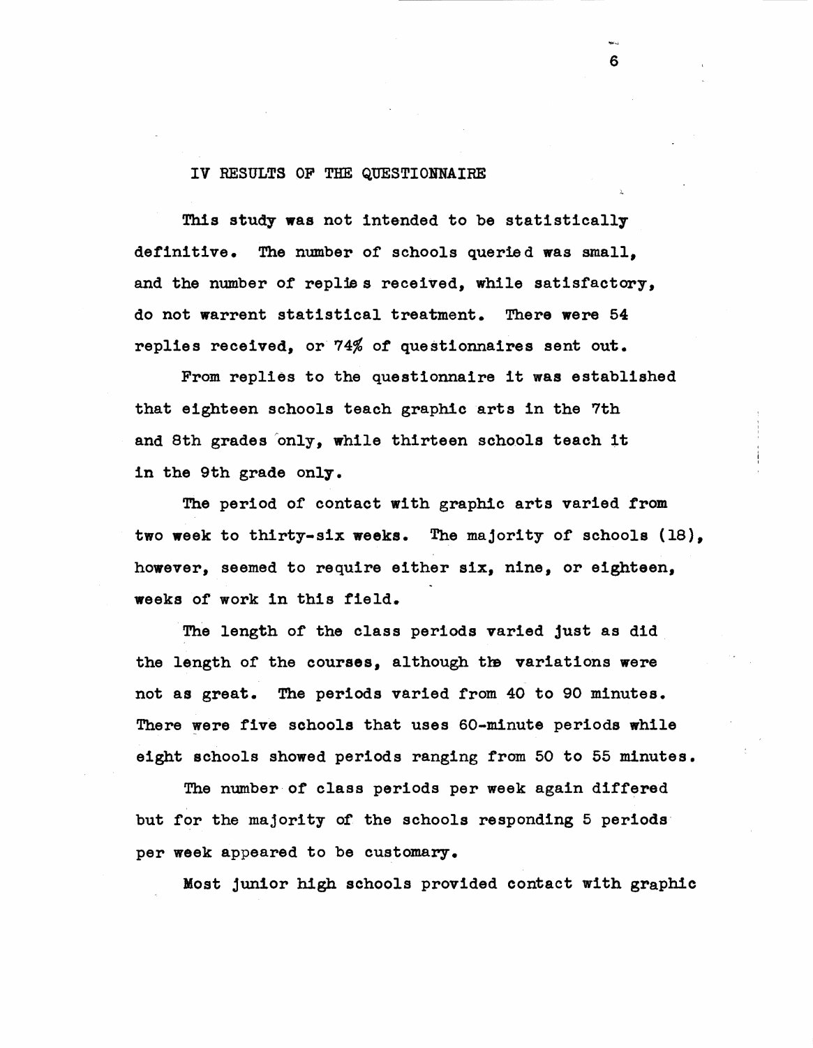## IV RESULTS OF THE QUESTIONNAIRE

This study was not intended to be statistically definitive. The number of schools queried was small, and the number of replies received, while satisfactory, do not warrent statistical treatment. There were 54 replies received, or 74% of questionnaires sent out.

From replies to the questionnaire it was established that eighteen schools teach graphic arts in the 7th and 8th grades only, while thirteen schools teach it in the 9th grade only.

The period of contact with graphic arts varied from two week to thirty-six weeks. The majority of schools (18), however, seemed to require either six, nine, or eighteen, weeks of work in this field.

The length of the class periods varied just as did the length of the courses, although the variations were not as great. The periods varied from 40 to 90 minutes. There were five schools that uses 60-minute periods while eight schools showed periods ranging from 50 to 55 minutes.

The number of class periods per week again differed but for the majority of the schools responding 5 periods per week appeared to be customary.

Most junior high schools provided contact with graphic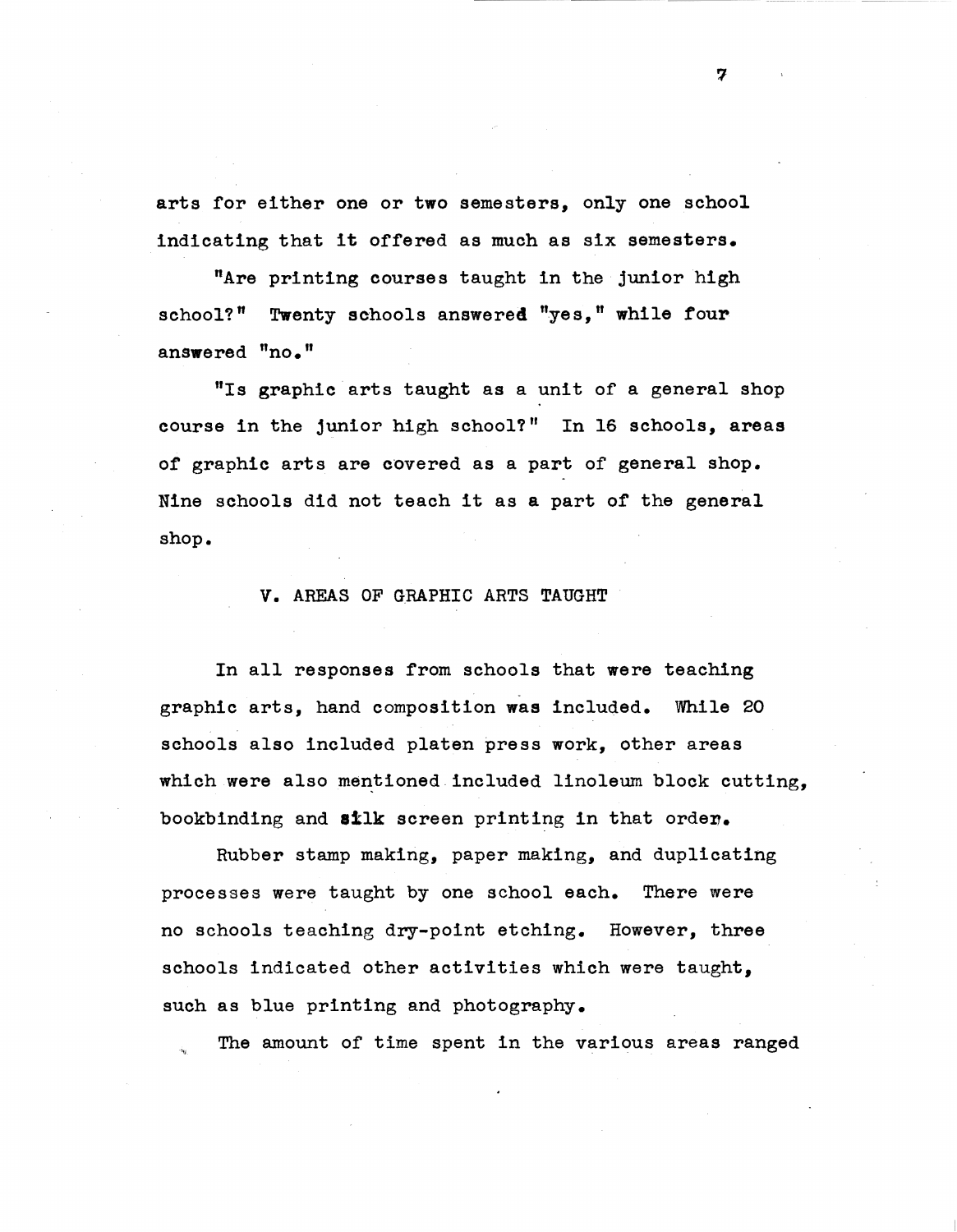arts for either one or two semesters, only one school indicating that it offered as much as six semesters.

"Are printing courses taught in the junior high school?" Twenty schools answered "yes," while four answered "no."

"Is graphic arts taught as a unit of a general shop course in the junior high school?" In 16 schools, areas of graphic arts are covered as a part of general shop. Nine schools did not teach it as a part of the general shop.

## V. AREAS OF GRAPHIC ARTS TAUGHT

In all responses from schools that were teaching graphic arts, hand composition was included. While 20 schools also included platen press work, other areas which were also mentioned included linoleum block cutting, bookbinding and silk screen printing in that order.

Rubber stamp making, paper making, and duplicating processes were taught by one school each. There were no schools teaching dry-point etching. However, three schools indicated other activities which were taught, such as blue printing and photography.

The amount of time spent in the various areas ranged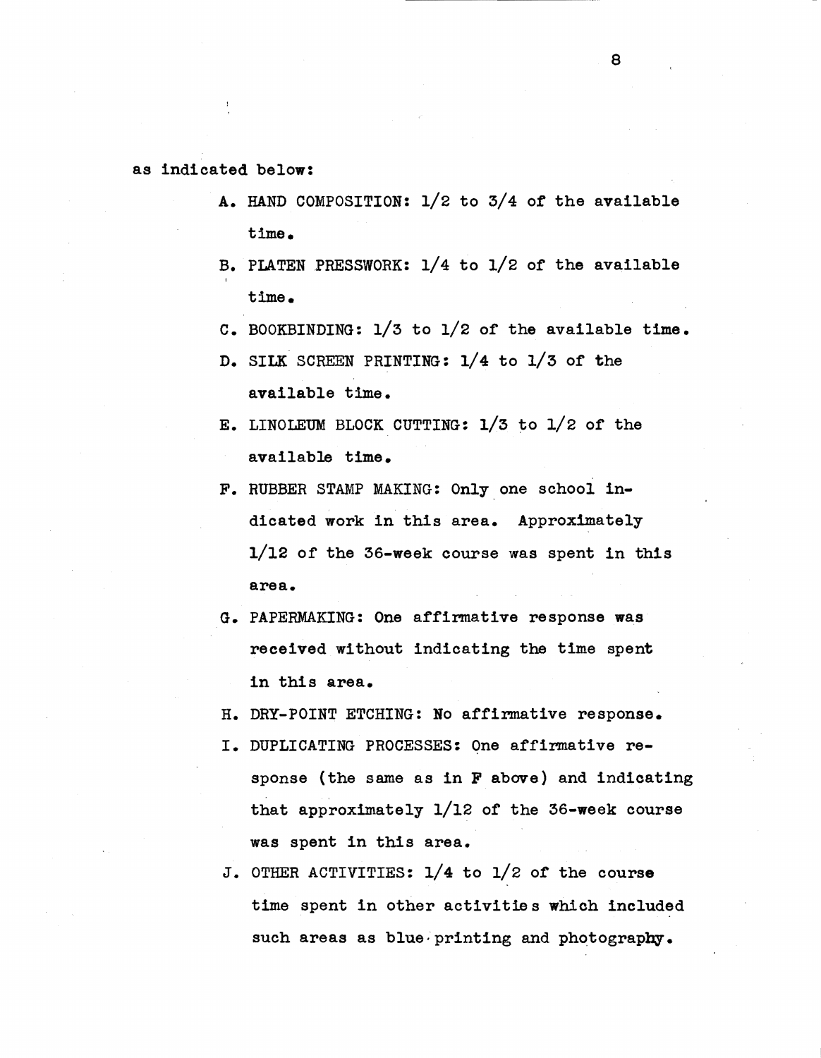as indicated below:

A. HAND COMPOSITION: 1/2 to 3/4 of the available time.

B. PLATEN PRESSWORK: 1/4 to 1/2 of the available time.

C. BOOKBINDING: 1/3 to 1/2 of the available time.

D. SILK SCREEN PRINTING: 1/4 to 1/3 of the available time.

E. LINOLEUM BLOCK CUTTING: 1/3 to 1/2 of the available time.

F. RUBBER STAMP MAKING: Only one school indicated work in this area. Approximately 1/12 of the 36-week course was spent in this area.

G. PAPERMAKING: One affirmative response was received without indicating the time spent in this area.

H. DRY-POINT ETCHING: No affirmative response.

I. DUPLICATING PROCESSES: One affirmative response (the same as in F above) and indicating that approximately 1/12 of the 36-week course was spent in this area.

J. OTHER ACTIVITIES: 1/4 to 1/2 of the course time spent in other activities which included such areas as blue printing and photography.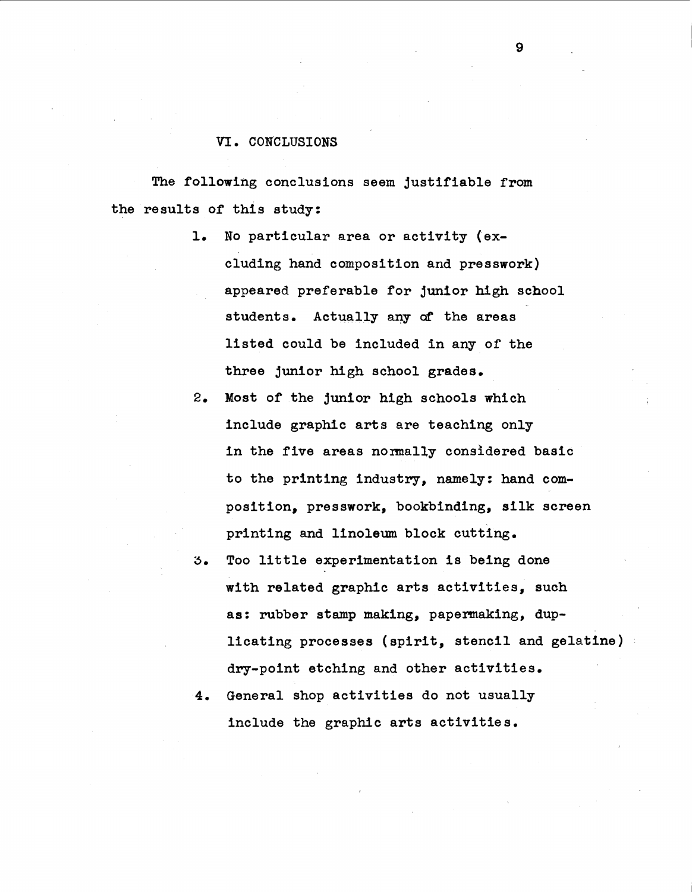## VI. CONCLUSIONS

The following conclusions seem justifiable from the results of this study:

1. No particular area or activity (excluding hand composition and presswork) appeared preferable for junior high school students. Actually any of the areas listed could be included in any of the three junior high school grades.
2. Most of the junior high schools which include graphic arts are teaching only in the five areas normally considered basic to the printing industry, namely: hand composition, presswork, bookbinding, silk screen printing and linoleum block cutting.
3. Too little experimentation is being done with related graphic arts activities, such as: rubber stamp making, papermaking, duplicating processes (spirit, stencil and gelatine) dry-point etching and other activities.
4. General shop activities do not usually include the graphic arts activities.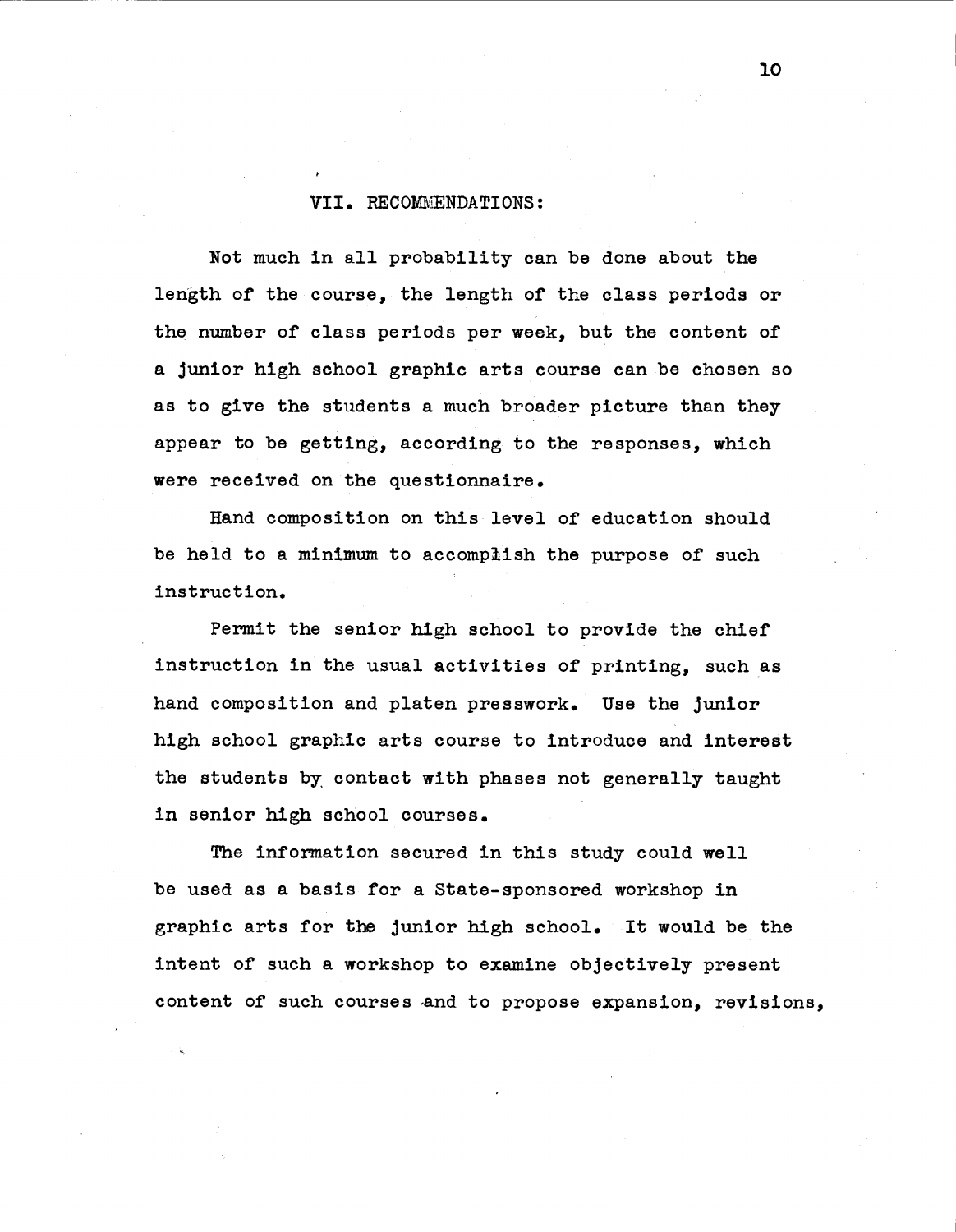## VII. RECOMMENDATIONS:

Not much in all probability can be done about the length of the course, the length of the class periods or the number of class periods per week, but the content of a junior high school graphic arts course can be chosen so as to give the students a much broader picture than they appear to be getting, according to the responses, which were received on the questionnaire.

Hand composition on this level of education should be held to a minimum to accomplish the purpose of such instruction.

Permit the senior high school to provide the chief instruction in the usual activities of printing, such as hand composition and platen presswork. Use the junior high school graphic arts course to introduce and interest the students by contact with phases not generally taught in senior high school courses.

The information secured in this study could well be used as a basis for a State-sponsored workshop in graphic arts for the junior high school. It would be the intent of such a workshop to examine objectively present content of such courses and to propose expansion, revisions,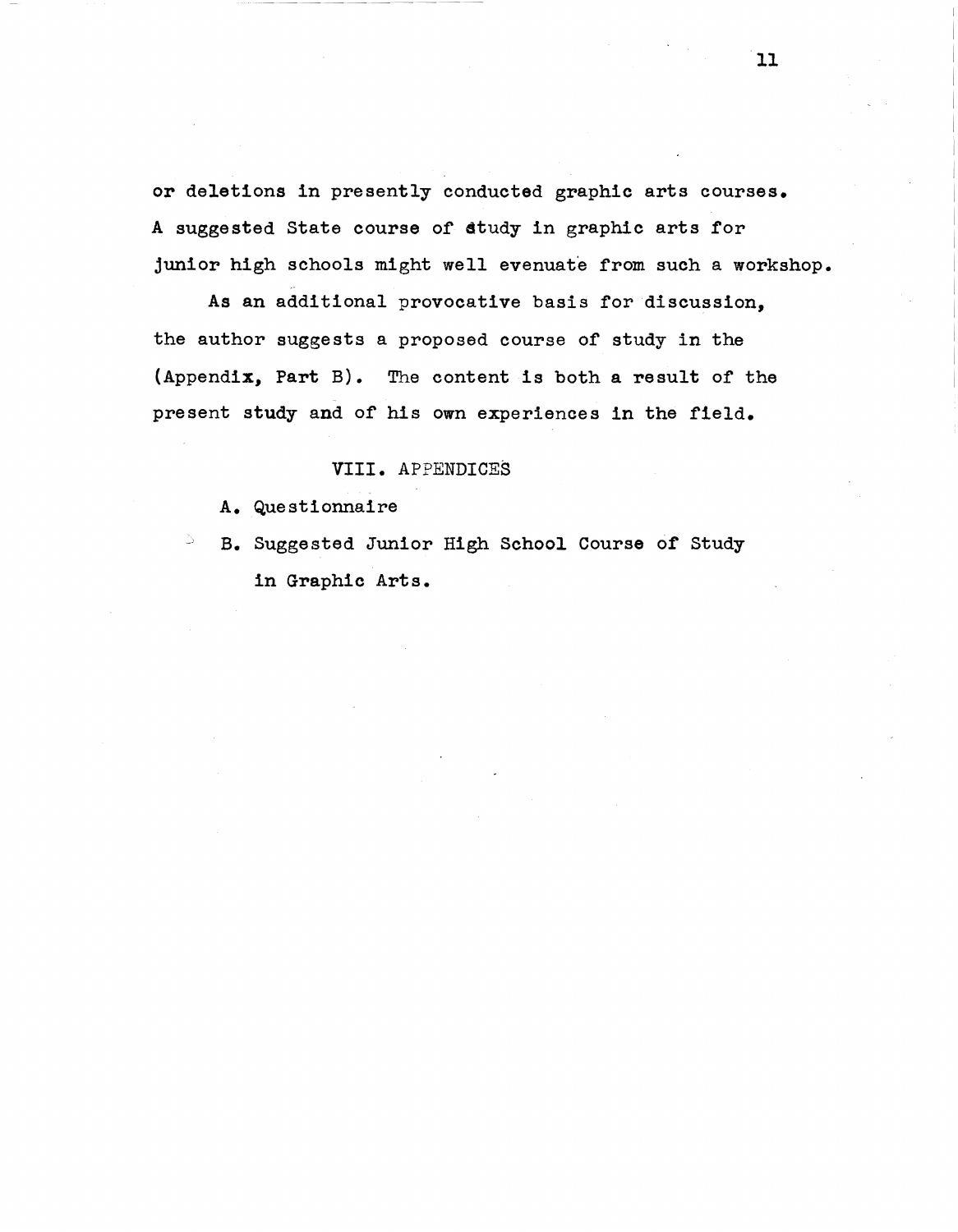or deletions in presently conducted graphic arts courses. A suggested State course of study in graphic arts for junior high schools might well evenuate from such a workshop.

As an additional provocative basis for discussion, the author suggests a proposed course of study in the (Appendix, Part B). The content is both a result of the present study and of his own experiences in the field.

## VIII. APPENDICES

A. Questionnaire

B. Suggested Junior High School Course of Study in Graphic Arts.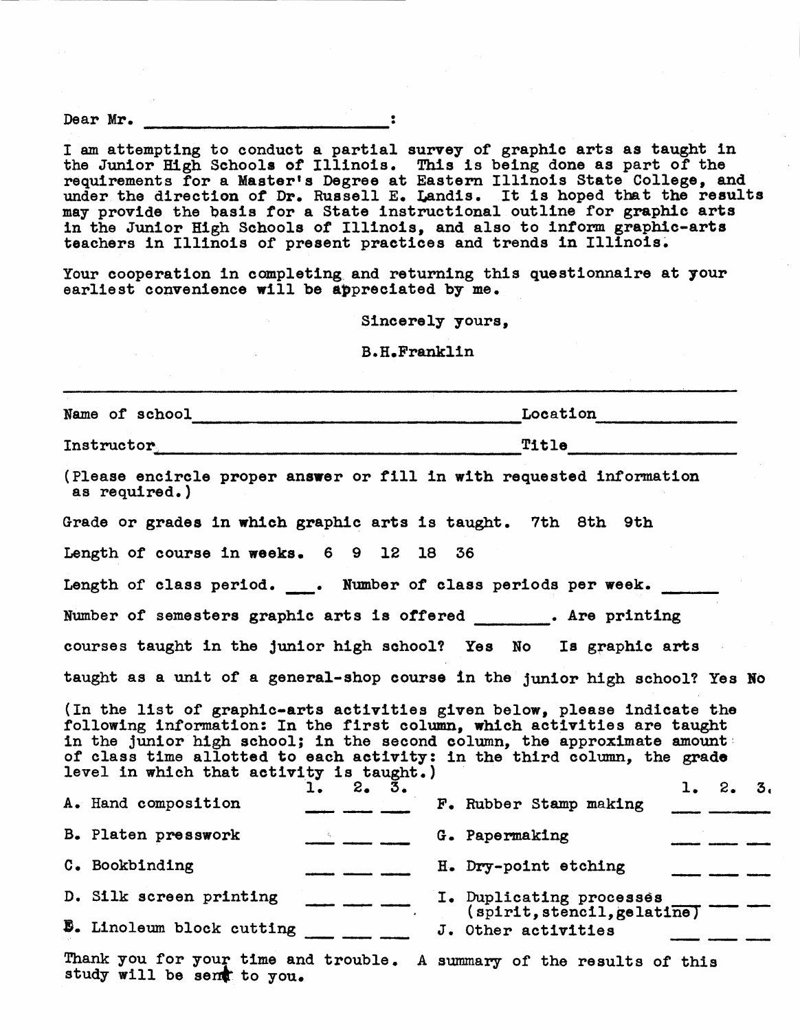Dear Mr. ________________________:

I am attempting to conduct a partial survey of graphic arts as taught in the Junior High Schools of Illinois. This is being done as part of the requirements for a Master's Degree at Eastern Illinois State College, and under the direction of Dr. Russell E. Landis. It is hoped that the results may provide the basis for a State instructional outline for graphic arts in the Junior High Schools of Illinois, and also to inform graphic-arts teachers in Illinois of present practices and trends in Illinois.

Your cooperation in completing and returning this questionnaire at your earliest convenience will be appreciated by me.

Sincerely yours,

B.H.Franklin

---

Name of school ______________________________ Location ______________

Instructor ______________________________ Title ______________

(Please encircle proper answer or fill in with requested information as required.)

Grade or grades in which graphic arts is taught. 7th 8th 9th

Length of course in weeks. 6 9 12 18 36

Length of class period. ___. Number of class periods per week. ______

Number of semesters graphic arts is offered _______. Are printing courses taught in the junior high school? Yes No Is graphic arts taught as a unit of a general-shop course in the junior high school? Yes No

(In the list of graphic-arts activities given below, please indicate the following information: In the first column, which activities are taught in the junior high school; in the second column, the approximate amount of class time allotted to each activity: in the third column, the grade level in which that activity is taught.)

| | 1. | 2. | 3. | | 1. | 2. | 3. |
|---|---|---|---|---|---|---|---|
| A. Hand composition | ___ | ___ | ___ | F. Rubber Stamp making | ___ | ___ | ___ |
| B. Platen presswork | ___ | ___ | ___ | G. Papermaking | ___ | ___ | ___ |
| C. Bookbinding | ___ | ___ | ___ | H. Dry-point etching | ___ | ___ | ___ |
| D. Silk screen printing | ___ | ___ | ___ | I. Duplicating processes (spirit, stencil, gelatine) | ___ | ___ | ___ |
| E. Linoleum block cutting | ___ | ___ | ___ | J. Other activities | ___ | ___ | ___ |

Thank you for your time and trouble. A summary of the results of this study will be sent to you.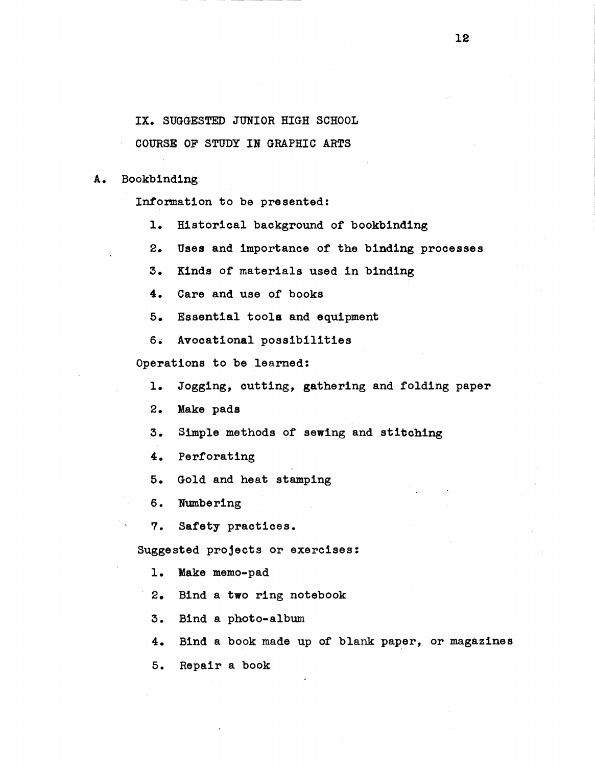## IX. SUGGESTED JUNIOR HIGH SCHOOL COURSE OF STUDY IN GRAPHIC ARTS

### A. Bookbinding

Information to be presented:

1. Historical background of bookbinding
2. Uses and importance of the binding processes
3. Kinds of materials used in binding
4. Care and use of books
5. Essential tools and equipment
6. Avocational possibilities

Operations to be learned:

1. Jogging, cutting, gathering and folding paper
2. Make pads
3. Simple methods of sewing and stitching
4. Perforating
5. Gold and heat stamping
6. Numbering
7. Safety practices.

Suggested projects or exercises:

1. Make memo-pad
2. Bind a two ring notebook
3. Bind a photo-album
4. Bind a book made up of blank paper, or magazines
5. Repair a book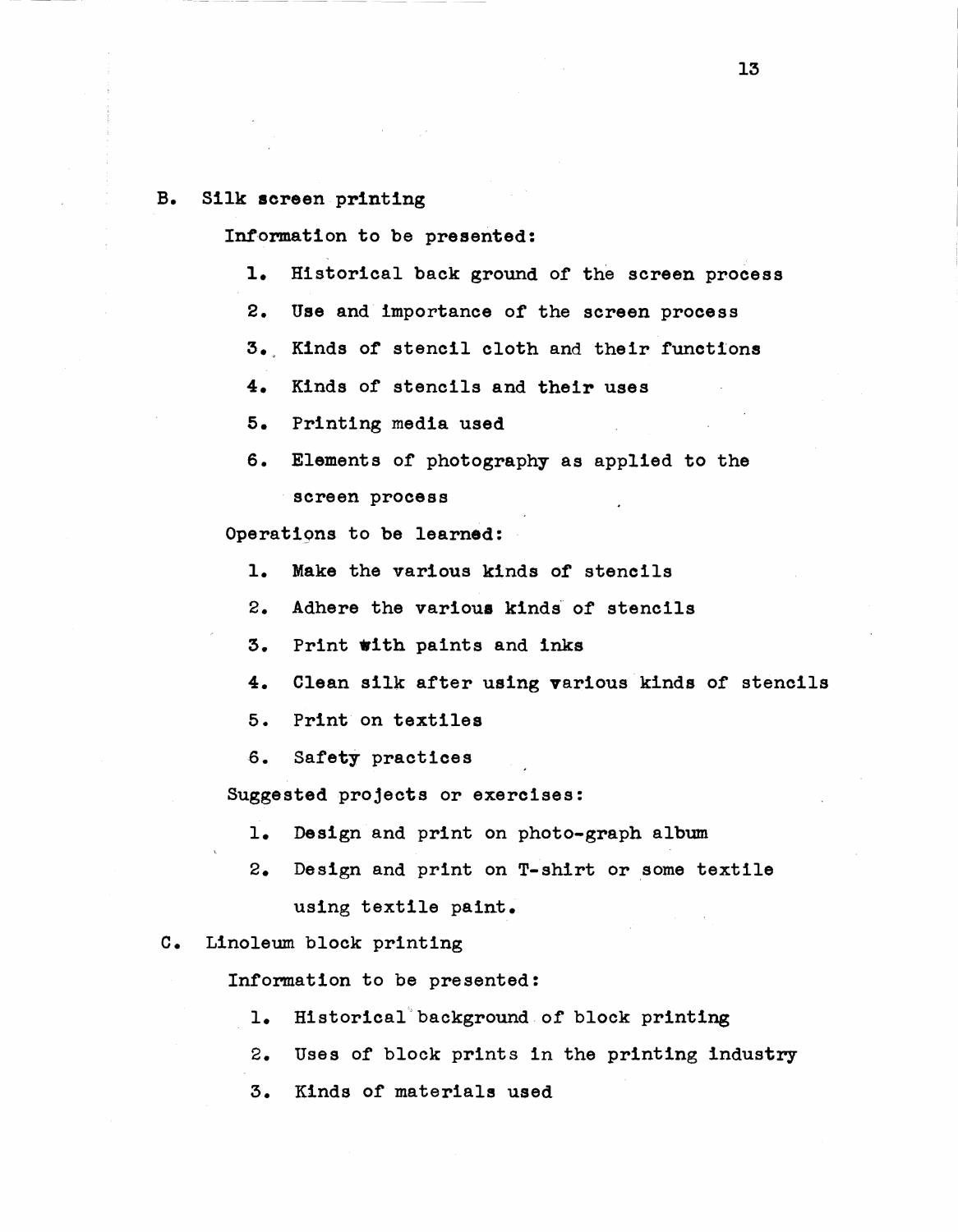B. Silk screen printing

Information to be presented:

1. Historical back ground of the screen process
2. Use and importance of the screen process
3. Kinds of stencil cloth and their functions
4. Kinds of stencils and their uses
5. Printing media used
6. Elements of photography as applied to the screen process

Operations to be learned:

1. Make the various kinds of stencils
2. Adhere the various kinds of stencils
3. Print with paints and inks
4. Clean silk after using various kinds of stencils
5. Print on textiles
6. Safety practices

Suggested projects or exercises:

1. Design and print on photo-graph album
2. Design and print on T-shirt or some textile using textile paint.

C. Linoleum block printing

Information to be presented:

1. Historical background of block printing
2. Uses of block prints in the printing industry
3. Kinds of materials used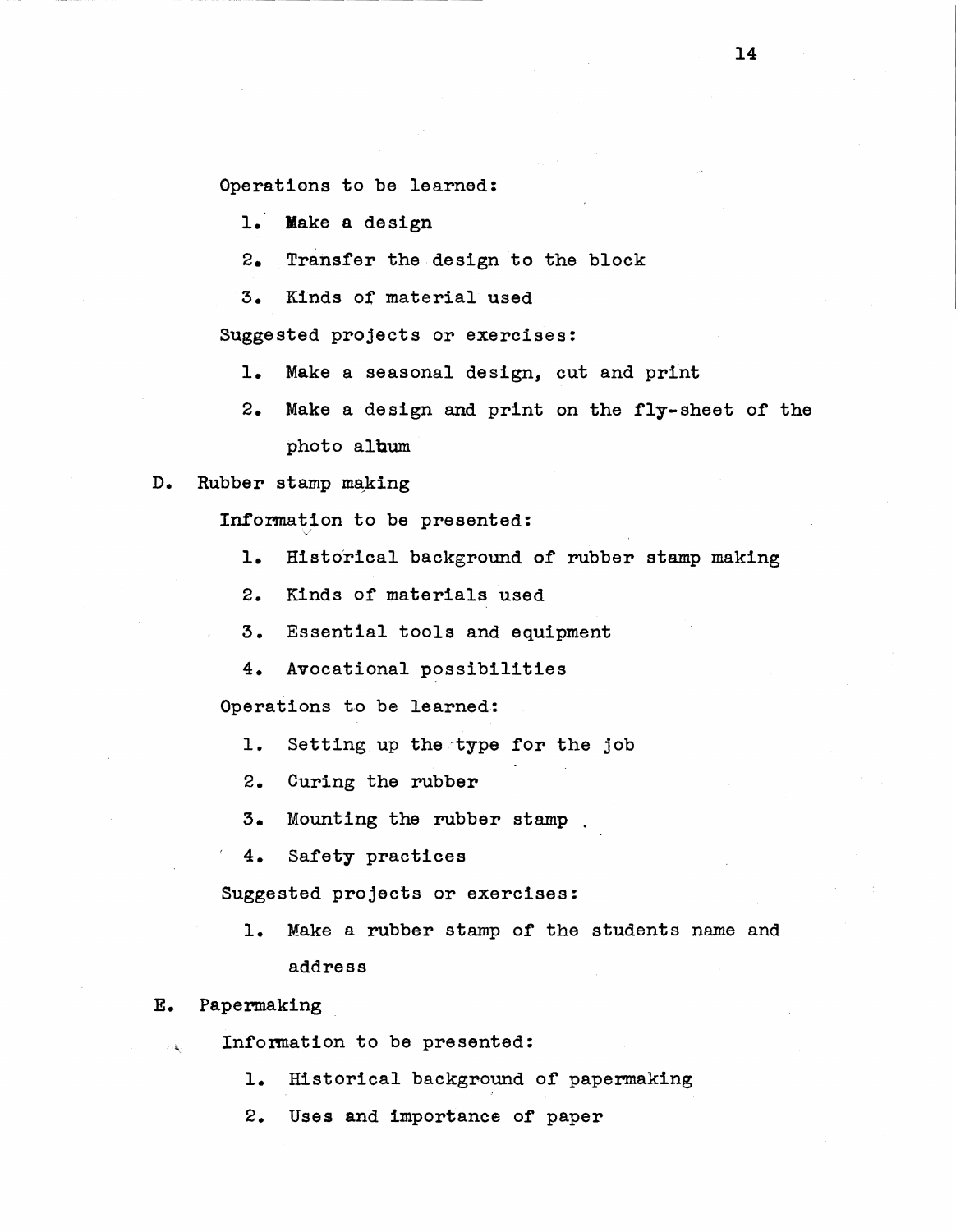Operations to be learned:

1. Make a design
2. Transfer the design to the block
3. Kinds of material used

Suggested projects or exercises:

1. Make a seasonal design, cut and print
2. Make a design and print on the fly-sheet of the photo album

D. Rubber stamp making

Information to be presented:

1. Historical background of rubber stamp making
2. Kinds of materials used
3. Essential tools and equipment
4. Avocational possibilities

Operations to be learned:

1. Setting up the type for the job
2. Curing the rubber
3. Mounting the rubber stamp
4. Safety practices

Suggested projects or exercises:

1. Make a rubber stamp of the students name and address

E. Papermaking

Information to be presented:

1. Historical background of papermaking
2. Uses and importance of paper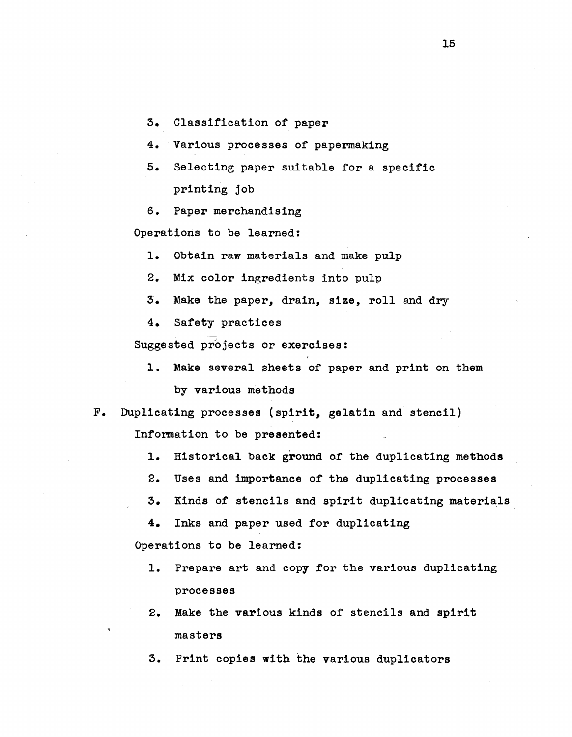3. Classification of paper
4. Various processes of papermaking
5. Selecting paper suitable for a specific printing job
6. Paper merchandising

Operations to be learned:

1. Obtain raw materials and make pulp
2. Mix color ingredients into pulp
3. Make the paper, drain, size, roll and dry
4. Safety practices

Suggested projects or exercises:

1. Make several sheets of paper and print on them by various methods

F. Duplicating processes (spirit, gelatin and stencil)

Information to be presented:

1. Historical back ground of the duplicating methods
2. Uses and importance of the duplicating processes
3. Kinds of stencils and spirit duplicating materials
4. Inks and paper used for duplicating

Operations to be learned:

1. Prepare art and copy for the various duplicating processes
2. Make the various kinds of stencils and spirit masters
3. Print copies with the various duplicators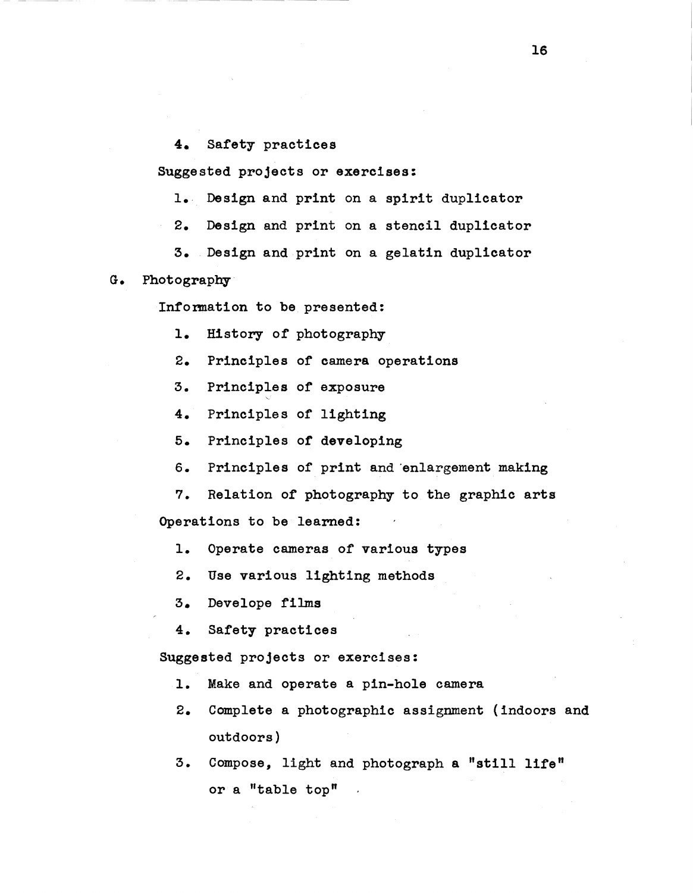4. Safety practices

Suggested projects or exercises:

1. Design and print on a spirit duplicator
2. Design and print on a stencil duplicator
3. Design and print on a gelatin duplicator

G. Photography

Information to be presented:

1. History of photography
2. Principles of camera operations
3. Principles of exposure
4. Principles of lighting
5. Principles of developing
6. Principles of print and enlargement making
7. Relation of photography to the graphic arts

Operations to be learned:

1. Operate cameras of various types
2. Use various lighting methods
3. Develope films
4. Safety practices

Suggested projects or exercises:

1. Make and operate a pin-hole camera
2. Complete a photographic assignment (indoors and outdoors)
3. Compose, light and photograph a "still life" or a "table top"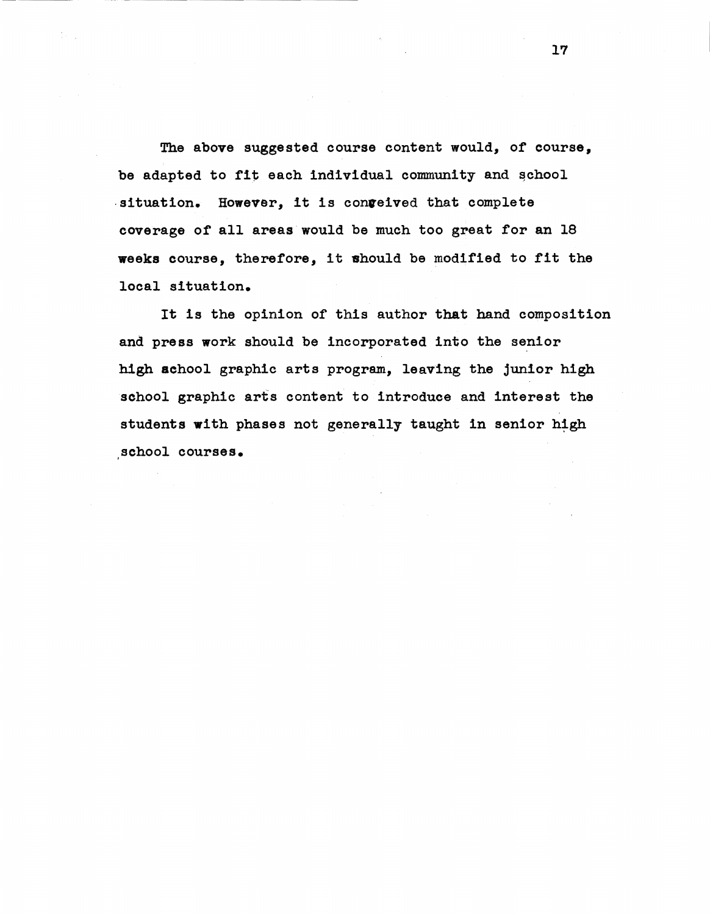The above suggested course content would, of course, be adapted to fit each individual community and school situation. However, it is conceived that complete coverage of all areas would be much too great for an 18 weeks course, therefore, it should be modified to fit the local situation.

It is the opinion of this author that hand composition and press work should be incorporated into the senior high school graphic arts program, leaving the junior high school graphic arts content to introduce and interest the students with phases not generally taught in senior high school courses.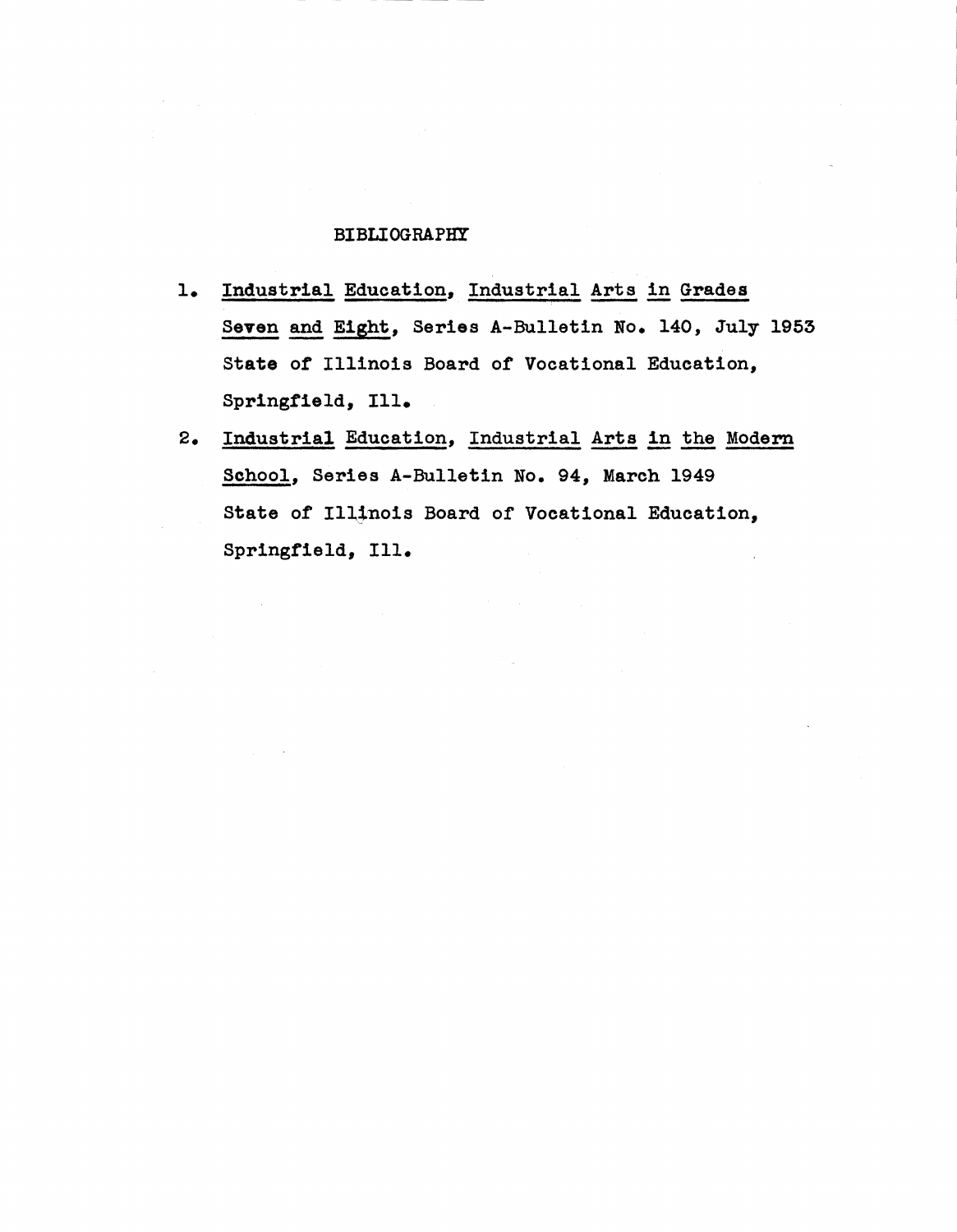# BIBLIOGRAPHY

1. Industrial Education, Industrial Arts in Grades Seven and Eight, Series A-Bulletin No. 140, July 1953 State of Illinois Board of Vocational Education, Springfield, Ill.

2. Industrial Education, Industrial Arts in the Modern School, Series A-Bulletin No. 94, March 1949 State of Illinois Board of Vocational Education, Springfield, Ill.